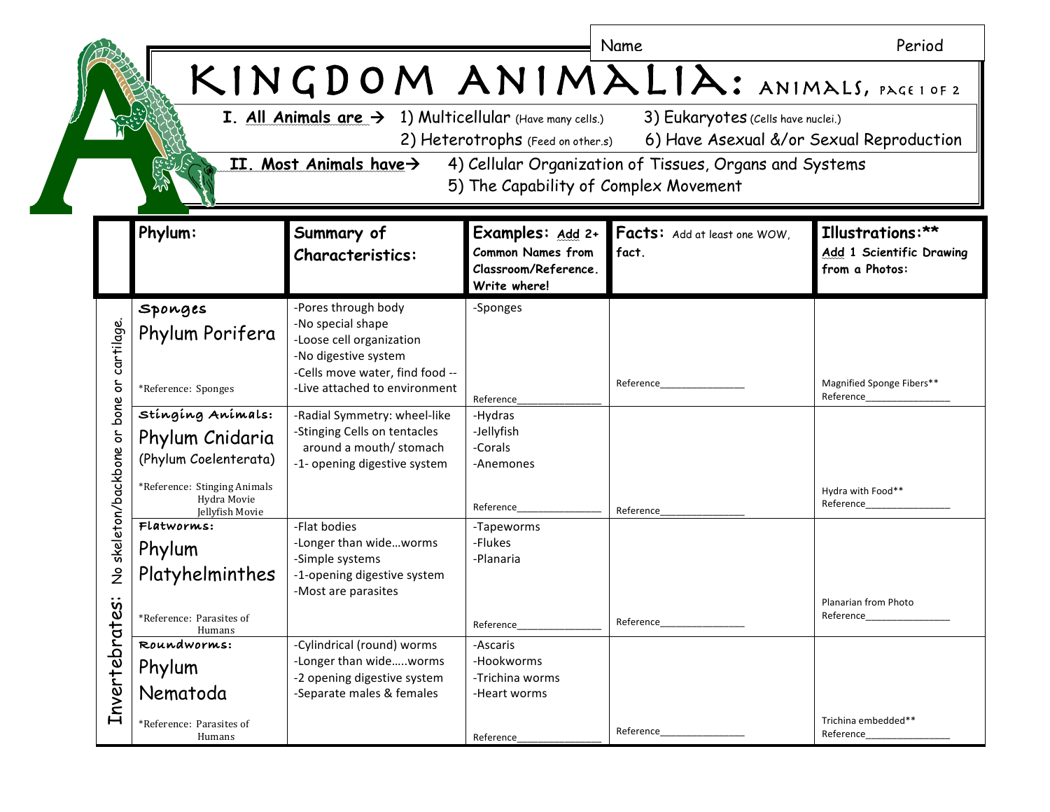Name Period

# KINGDOM ANIMALIA: ANIMALS, PAGE 1 OF 2

**I. All Animals are →** 1) Multicellular (Have many cells.) 3) Eukaryotes (Cells have nuclei.)
2) Heterotrophs (Feed on other.s) 6) Have Asexual &/or Sexual Reproduction

**II. Most Animals have→** 4) Cellular Organization of Tissues, Organs and Systems
5) The Capability of Complex Movement

| | Phylum: | Summary of Characteristics: | Examples: Add 2+ Common Names from Classroom/Reference. Write where! | Facts: Add at least one WOW, fact. | Illustrations:** Add 1 Scientific Drawing from a Photos: |
|---|---|---|---|---|---|
| Invertebrates: No skeleton/backbone or bone or cartilage. | **Sponges** Phylum Porifera *Reference: Sponges | -Pores through body -No special shape -Loose cell organization -No digestive system -Cells move water, find food -- -Live attached to environment | -Sponges Reference_______________ | Reference_______________ | Magnified Sponge Fibers** Reference_______________ |
| | **Stinging Animals:** Phylum Cnidaria (Phylum Coelenterata) *Reference: Stinging Animals Hydra Movie Jellyfish Movie | -Radial Symmetry: wheel-like -Stinging Cells on tentacles around a mouth/ stomach -1- opening digestive system | -Hydras -Jellyfish -Corals -Anemones Reference_______________ | Reference_______________ | Hydra with Food** Reference_______________ |
| | **Flatworms:** Phylum Platyhelminthes *Reference: Parasites of Humans | -Flat bodies -Longer than wide…worms -Simple systems -1-opening digestive system -Most are parasites | -Tapeworms -Flukes -Planaria Reference_______________ | Reference_______________ | Planarian from Photo Reference_______________ |
| | **Roundworms:** Phylum Nematoda *Reference: Parasites of Humans | -Cylindrical (round) worms -Longer than wide…..worms -2 opening digestive system -Separate males & females | -Ascaris -Hookworms -Trichina worms -Heart worms Reference_______________ | Reference_______________ | Trichina embedded** Reference_______________ |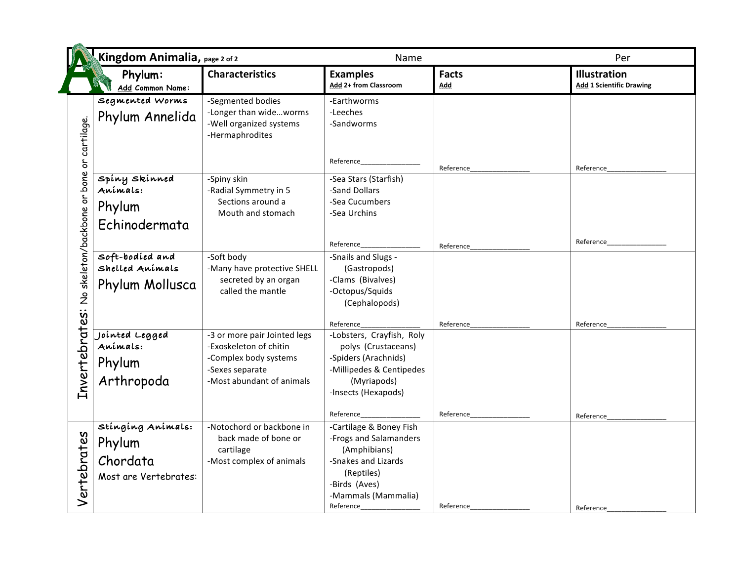| Kingdom Animalia, page 2 of 2 | | Name | | Per |
|---|---|---|---|---|
| **Phylum:** Add Common Name: | **Characteristics** | **Examples** Add 2+ from Classroom | **Facts** Add | **Illustration** Add 1 Scientific Drawing |
| **Invertebrates: No skeleton/backbone or bone or cartilage.** | | | | |
| Segmented Worms<br>Phylum Annelida | -Segmented bodies<br>-Longer than wide…worms<br>-Well organized systems<br>-Hermaphrodites | -Earthworms<br>-Leeches<br>-Sandworms<br><br>Reference_______________ | Reference_______________ | Reference_______________ |
| Spiny Skinned Animals:<br>Phylum Echinodermata | -Spiny skin<br>-Radial Symmetry in 5 Sections around a Mouth and stomach | -Sea Stars (Starfish)<br>-Sand Dollars<br>-Sea Cucumbers<br>-Sea Urchins<br><br>Reference_______________ | Reference_______________ | Reference_______________ |
| Soft-bodied and Shelled Animals<br>Phylum Mollusca | -Soft body<br>-Many have protective SHELL secreted by an organ called the mantle | -Snails and Slugs - (Gastropods)<br>-Clams (Bivalves)<br>-Octopus/Squids (Cephalopods)<br><br>Reference_______________ | Reference_______________ | Reference_______________ |
| Jointed Legged Animals:<br>Phylum Arthropoda | -3 or more pair Jointed legs<br>-Exoskeleton of chitin<br>-Complex body systems<br>-Sexes separate<br>-Most abundant of animals | -Lobsters, Crayfish, Roly polys (Crustaceans)<br>-Spiders (Arachnids)<br>-Millipedes & Centipedes (Myriapods)<br>-Insects (Hexapods)<br><br>Reference_______________ | Reference_______________ | Reference_______________ |
| **Vertebrates** | | | | |
| Stinging Animals:<br>Phylum Chordata<br>Most are Vertebrates: | -Notochord or backbone in back made of bone or cartilage<br>-Most complex of animals | -Cartilage & Boney Fish<br>-Frogs and Salamanders (Amphibians)<br>-Snakes and Lizards (Reptiles)<br>-Birds (Aves)<br>-Mammals (Mammalia)<br>Reference_______________ | Reference_______________ | Reference_______________ |